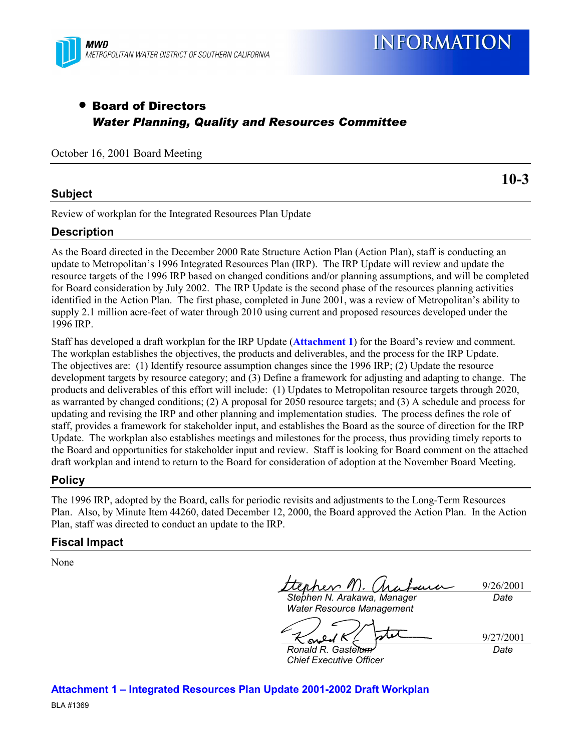**MWD**
METROPOLITAN WATER DISTRICT OF SOUTHERN CALIFORNIA

# INFORMATION

- **Board of Directors**
  ***Water Planning, Quality and Resources Committee***

October 16, 2001 Board Meeting

**10-3**

## Subject

Review of workplan for the Integrated Resources Plan Update

## Description

As the Board directed in the December 2000 Rate Structure Action Plan (Action Plan), staff is conducting an update to Metropolitan's 1996 Integrated Resources Plan (IRP). The IRP Update will review and update the resource targets of the 1996 IRP based on changed conditions and/or planning assumptions, and will be completed for Board consideration by July 2002. The IRP Update is the second phase of the resources planning activities identified in the Action Plan. The first phase, completed in June 2001, was a review of Metropolitan's ability to supply 2.1 million acre-feet of water through 2010 using current and proposed resources developed under the 1996 IRP.

Staff has developed a draft workplan for the IRP Update (**Attachment 1**) for the Board's review and comment. The workplan establishes the objectives, the products and deliverables, and the process for the IRP Update. The objectives are: (1) Identify resource assumption changes since the 1996 IRP; (2) Update the resource development targets by resource category; and (3) Define a framework for adjusting and adapting to change. The products and deliverables of this effort will include: (1) Updates to Metropolitan resource targets through 2020, as warranted by changed conditions; (2) A proposal for 2050 resource targets; and (3) A schedule and process for updating and revising the IRP and other planning and implementation studies. The process defines the role of staff, provides a framework for stakeholder input, and establishes the Board as the source of direction for the IRP Update. The workplan also establishes meetings and milestones for the process, thus providing timely reports to the Board and opportunities for stakeholder input and review. Staff is looking for Board comment on the attached draft workplan and intend to return to the Board for consideration of adoption at the November Board Meeting.

## Policy

The 1996 IRP, adopted by the Board, calls for periodic revisits and adjustments to the Long-Term Resources Plan. Also, by Minute Item 44260, dated December 12, 2000, the Board approved the Action Plan. In the Action Plan, staff was directed to conduct an update to the IRP.

## Fiscal Impact

None

| | |
|---|---|
| *Stephen N. Arakawa, Manager*<br>*Water Resource Management* | 9/26/2001<br>*Date* |
| *Ronald R. Gastelum*<br>*Chief Executive Officer* | 9/27/2001<br>*Date* |

**Attachment 1 – Integrated Resources Plan Update 2001-2002 Draft Workplan**

BLA #1369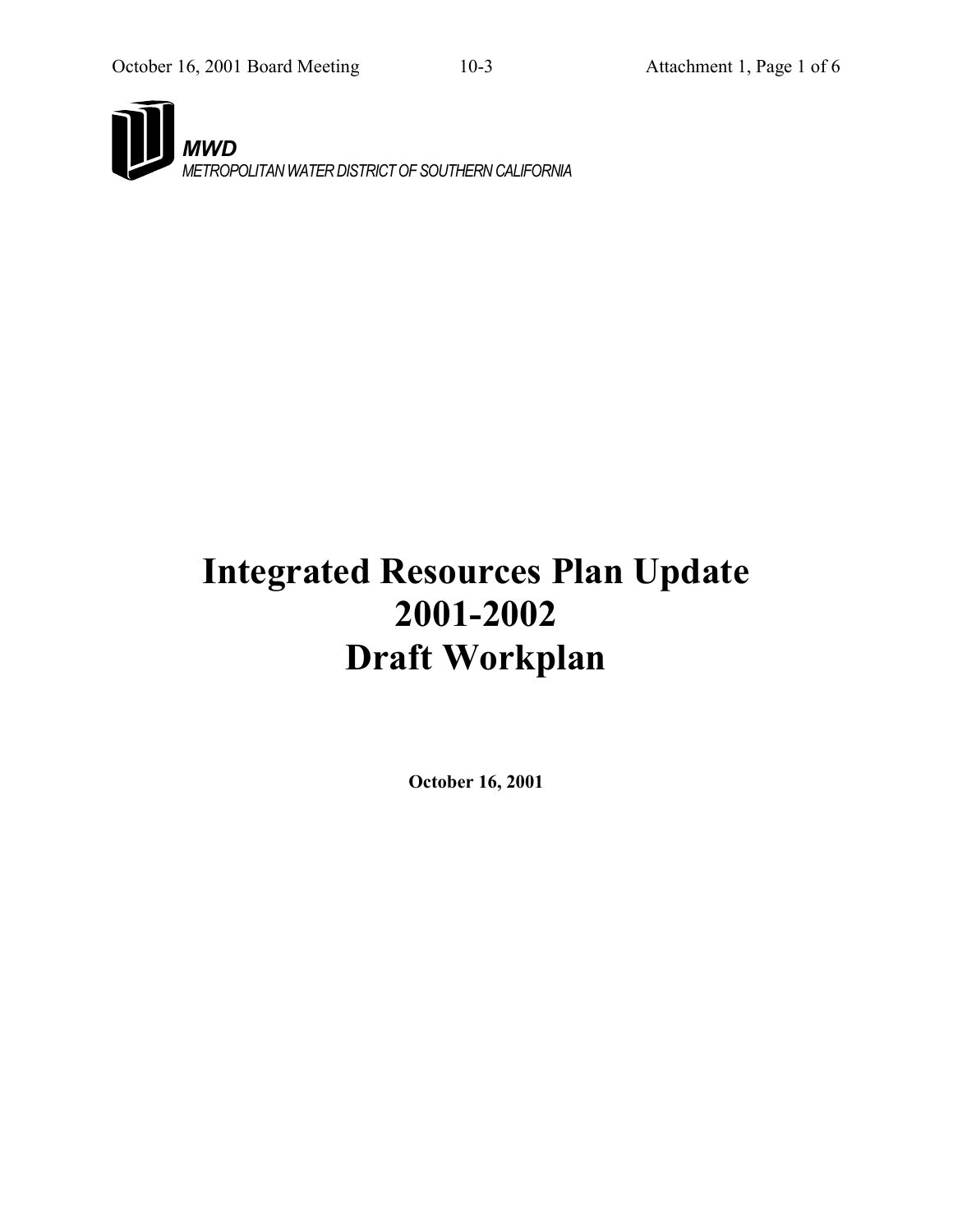**MWD**

*METROPOLITAN WATER DISTRICT OF SOUTHERN CALIFORNIA*

# Integrated Resources Plan Update 2001-2002 Draft Workplan

**October 16, 2001**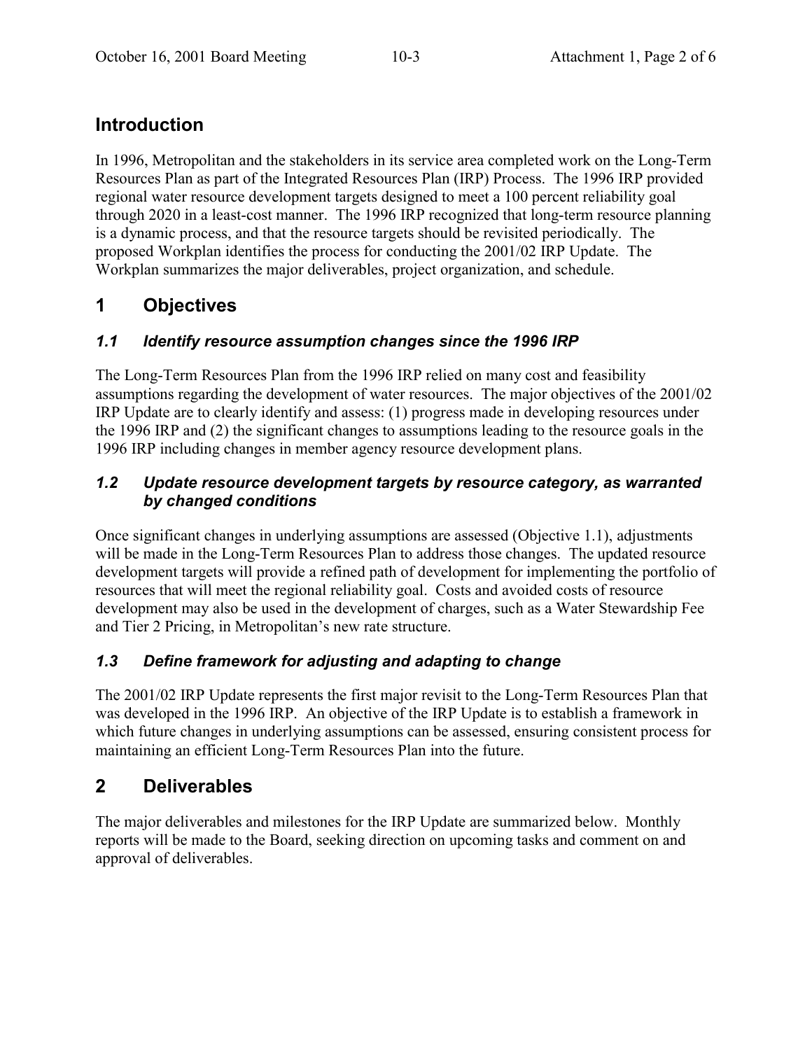## Introduction

In 1996, Metropolitan and the stakeholders in its service area completed work on the Long-Term Resources Plan as part of the Integrated Resources Plan (IRP) Process. The 1996 IRP provided regional water resource development targets designed to meet a 100 percent reliability goal through 2020 in a least-cost manner. The 1996 IRP recognized that long-term resource planning is a dynamic process, and that the resource targets should be revisited periodically. The proposed Workplan identifies the process for conducting the 2001/02 IRP Update. The Workplan summarizes the major deliverables, project organization, and schedule.

## 1 Objectives

### *1.1 Identify resource assumption changes since the 1996 IRP*

The Long-Term Resources Plan from the 1996 IRP relied on many cost and feasibility assumptions regarding the development of water resources. The major objectives of the 2001/02 IRP Update are to clearly identify and assess: (1) progress made in developing resources under the 1996 IRP and (2) the significant changes to assumptions leading to the resource goals in the 1996 IRP including changes in member agency resource development plans.

### *1.2 Update resource development targets by resource category, as warranted by changed conditions*

Once significant changes in underlying assumptions are assessed (Objective 1.1), adjustments will be made in the Long-Term Resources Plan to address those changes. The updated resource development targets will provide a refined path of development for implementing the portfolio of resources that will meet the regional reliability goal. Costs and avoided costs of resource development may also be used in the development of charges, such as a Water Stewardship Fee and Tier 2 Pricing, in Metropolitan's new rate structure.

### *1.3 Define framework for adjusting and adapting to change*

The 2001/02 IRP Update represents the first major revisit to the Long-Term Resources Plan that was developed in the 1996 IRP. An objective of the IRP Update is to establish a framework in which future changes in underlying assumptions can be assessed, ensuring consistent process for maintaining an efficient Long-Term Resources Plan into the future.

## 2 Deliverables

The major deliverables and milestones for the IRP Update are summarized below. Monthly reports will be made to the Board, seeking direction on upcoming tasks and comment on and approval of deliverables.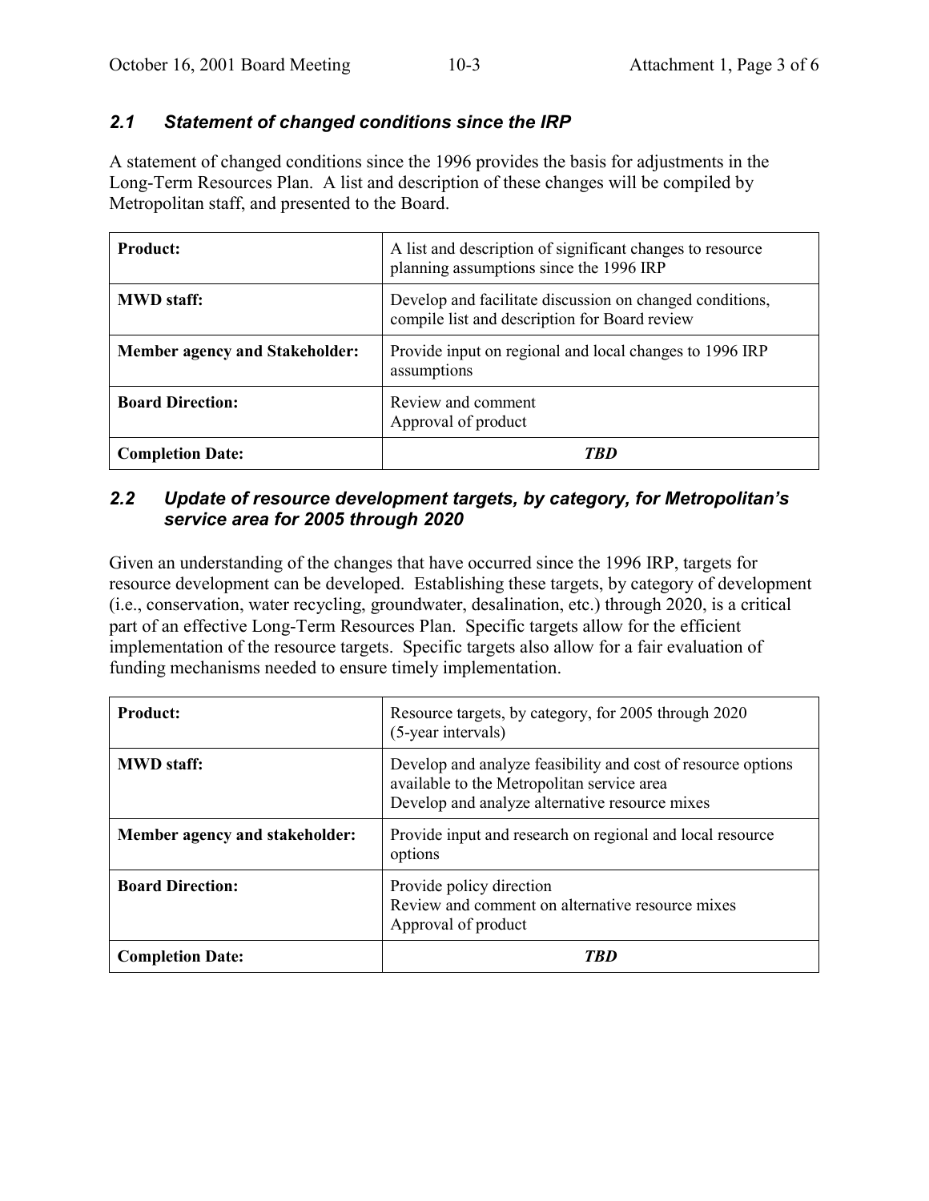### *2.1 Statement of changed conditions since the IRP*

A statement of changed conditions since the 1996 provides the basis for adjustments in the Long-Term Resources Plan. A list and description of these changes will be compiled by Metropolitan staff, and presented to the Board.

| | |
|---|---|
| **Product:** | A list and description of significant changes to resource planning assumptions since the 1996 IRP |
| **MWD staff:** | Develop and facilitate discussion on changed conditions, compile list and description for Board review |
| **Member agency and Stakeholder:** | Provide input on regional and local changes to 1996 IRP assumptions |
| **Board Direction:** | Review and comment<br>Approval of product |
| **Completion Date:** | ***TBD*** |

### *2.2 Update of resource development targets, by category, for Metropolitan's service area for 2005 through 2020*

Given an understanding of the changes that have occurred since the 1996 IRP, targets for resource development can be developed. Establishing these targets, by category of development (i.e., conservation, water recycling, groundwater, desalination, etc.) through 2020, is a critical part of an effective Long-Term Resources Plan. Specific targets allow for the efficient implementation of the resource targets. Specific targets also allow for a fair evaluation of funding mechanisms needed to ensure timely implementation.

| | |
|---|---|
| **Product:** | Resource targets, by category, for 2005 through 2020 (5-year intervals) |
| **MWD staff:** | Develop and analyze feasibility and cost of resource options available to the Metropolitan service area<br>Develop and analyze alternative resource mixes |
| **Member agency and stakeholder:** | Provide input and research on regional and local resource options |
| **Board Direction:** | Provide policy direction<br>Review and comment on alternative resource mixes<br>Approval of product |
| **Completion Date:** | ***TBD*** |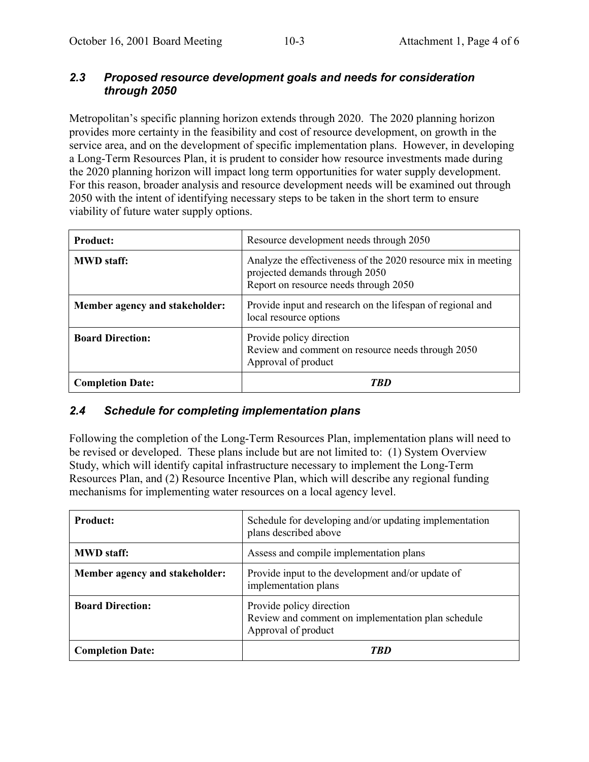### *2.3 Proposed resource development goals and needs for consideration through 2050*

Metropolitan's specific planning horizon extends through 2020. The 2020 planning horizon provides more certainty in the feasibility and cost of resource development, on growth in the service area, and on the development of specific implementation plans. However, in developing a Long-Term Resources Plan, it is prudent to consider how resource investments made during the 2020 planning horizon will impact long term opportunities for water supply development. For this reason, broader analysis and resource development needs will be examined out through 2050 with the intent of identifying necessary steps to be taken in the short term to ensure viability of future water supply options.

| **Product:** | Resource development needs through 2050 |
|---|---|
| **MWD staff:** | Analyze the effectiveness of the 2020 resource mix in meeting projected demands through 2050<br>Report on resource needs through 2050 |
| **Member agency and stakeholder:** | Provide input and research on the lifespan of regional and local resource options |
| **Board Direction:** | Provide policy direction<br>Review and comment on resource needs through 2050<br>Approval of product |
| **Completion Date:** | ***TBD*** |

### *2.4 Schedule for completing implementation plans*

Following the completion of the Long-Term Resources Plan, implementation plans will need to be revised or developed. These plans include but are not limited to: (1) System Overview Study, which will identify capital infrastructure necessary to implement the Long-Term Resources Plan, and (2) Resource Incentive Plan, which will describe any regional funding mechanisms for implementing water resources on a local agency level.

| **Product:** | Schedule for developing and/or updating implementation plans described above |
|---|---|
| **MWD staff:** | Assess and compile implementation plans |
| **Member agency and stakeholder:** | Provide input to the development and/or update of implementation plans |
| **Board Direction:** | Provide policy direction<br>Review and comment on implementation plan schedule<br>Approval of product |
| **Completion Date:** | ***TBD*** |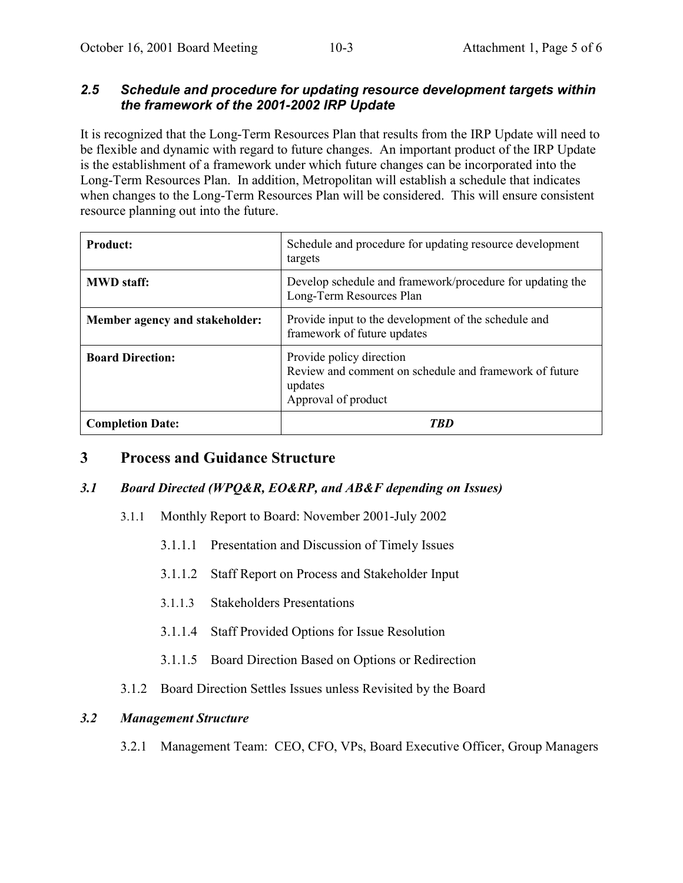### *2.5 Schedule and procedure for updating resource development targets within the framework of the 2001-2002 IRP Update*

It is recognized that the Long-Term Resources Plan that results from the IRP Update will need to be flexible and dynamic with regard to future changes. An important product of the IRP Update is the establishment of a framework under which future changes can be incorporated into the Long-Term Resources Plan. In addition, Metropolitan will establish a schedule that indicates when changes to the Long-Term Resources Plan will be considered. This will ensure consistent resource planning out into the future.

| **Product:** | Schedule and procedure for updating resource development targets |
|---|---|
| **MWD staff:** | Develop schedule and framework/procedure for updating the Long-Term Resources Plan |
| **Member agency and stakeholder:** | Provide input to the development of the schedule and framework of future updates |
| **Board Direction:** | Provide policy direction<br>Review and comment on schedule and framework of future updates<br>Approval of product |
| **Completion Date:** | ***TBD*** |

## 3 Process and Guidance Structure

### *3.1 Board Directed (WPQ&R, EO&RP, and AB&F depending on Issues)*

3.1.1 Monthly Report to Board: November 2001-July 2002

3.1.1.1 Presentation and Discussion of Timely Issues

3.1.1.2 Staff Report on Process and Stakeholder Input

3.1.1.3 Stakeholders Presentations

3.1.1.4 Staff Provided Options for Issue Resolution

3.1.1.5 Board Direction Based on Options or Redirection

3.1.2 Board Direction Settles Issues unless Revisited by the Board

### *3.2 Management Structure*

3.2.1 Management Team: CEO, CFO, VPs, Board Executive Officer, Group Managers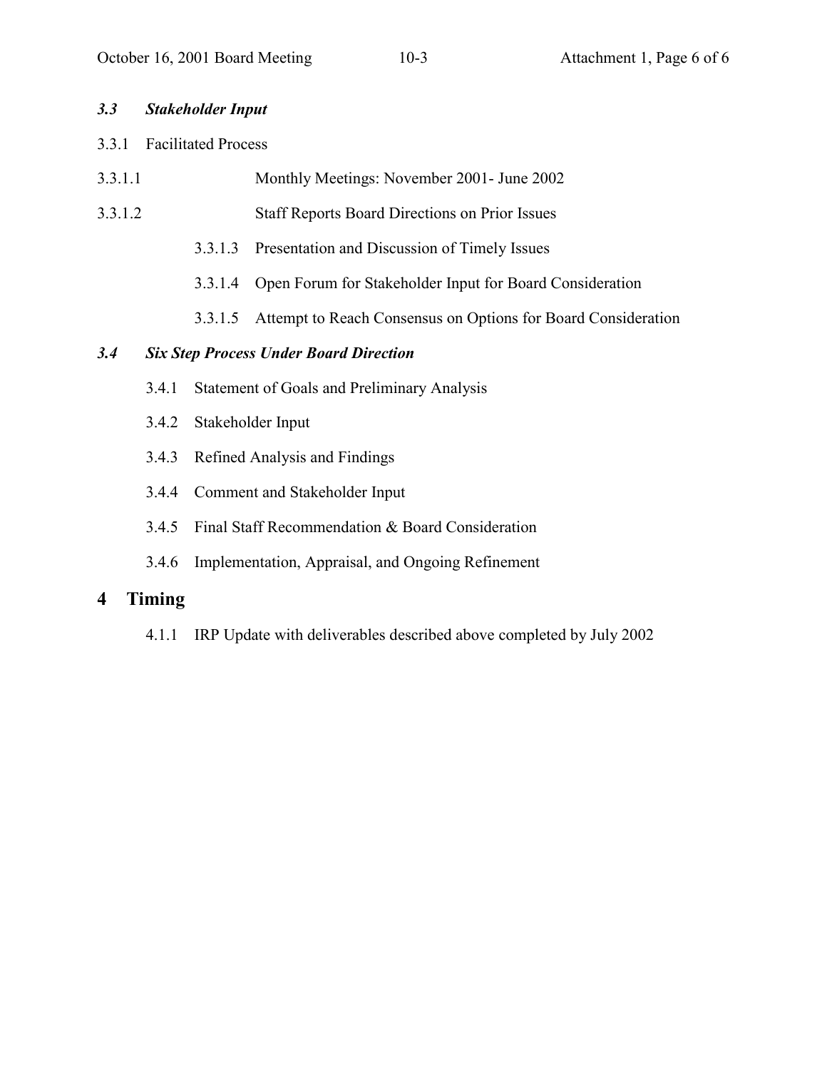### *3.3 Stakeholder Input*

3.3.1 Facilitated Process

3.3.1.1 Monthly Meetings: November 2001- June 2002

3.3.1.2 Staff Reports Board Directions on Prior Issues

3.3.1.3 Presentation and Discussion of Timely Issues

3.3.1.4 Open Forum for Stakeholder Input for Board Consideration

3.3.1.5 Attempt to Reach Consensus on Options for Board Consideration

### *3.4 Six Step Process Under Board Direction*

3.4.1 Statement of Goals and Preliminary Analysis

3.4.2 Stakeholder Input

3.4.3 Refined Analysis and Findings

3.4.4 Comment and Stakeholder Input

3.4.5 Final Staff Recommendation & Board Consideration

3.4.6 Implementation, Appraisal, and Ongoing Refinement

# 4 Timing

4.1.1 IRP Update with deliverables described above completed by July 2002